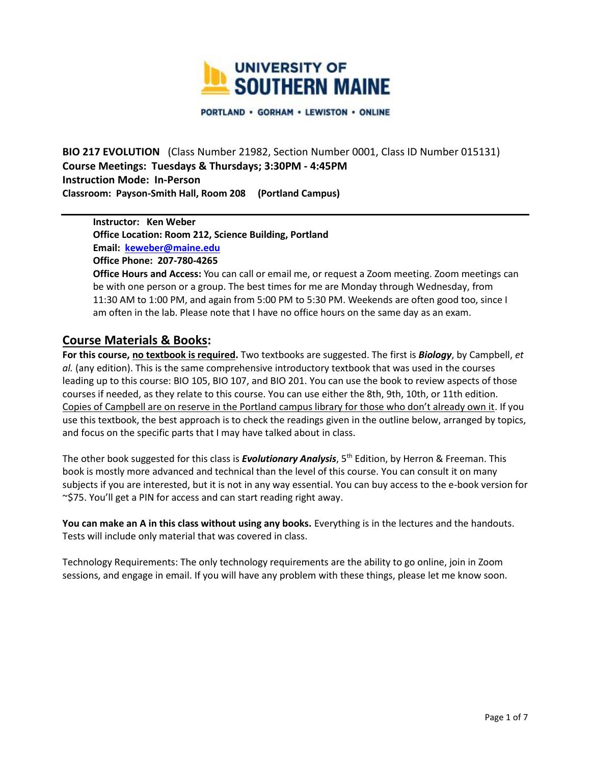UNIVERSITY OF SOUTHERN MAINE

PORTLAND • GORHAM • LEWISTON • ONLINE

**BIO 217 EVOLUTION** (Class Number 21982, Section Number 0001, Class ID Number 015131)
**Course Meetings: Tuesdays & Thursdays; 3:30PM - 4:45PM**
**Instruction Mode: In-Person**
**Classroom: Payson-Smith Hall, Room 208 (Portland Campus)**

---

**Instructor: Ken Weber**
**Office Location: Room 212, Science Building, Portland**
**Email: keweber@maine.edu**
**Office Phone: 207-780-4265**
**Office Hours and Access:** You can call or email me, or request a Zoom meeting. Zoom meetings can be with one person or a group. The best times for me are Monday through Wednesday, from 11:30 AM to 1:00 PM, and again from 5:00 PM to 5:30 PM. Weekends are often good too, since I am often in the lab. Please note that I have no office hours on the same day as an exam.

## Course Materials & Books:

**For this course, no textbook is required.** Two textbooks are suggested. The first is ***Biology***, by Campbell, *et al.* (any edition). This is the same comprehensive introductory textbook that was used in the courses leading up to this course: BIO 105, BIO 107, and BIO 201. You can use the book to review aspects of those courses if needed, as they relate to this course. You can use either the 8th, 9th, 10th, or 11th edition. Copies of Campbell are on reserve in the Portland campus library for those who don't already own it. If you use this textbook, the best approach is to check the readings given in the outline below, arranged by topics, and focus on the specific parts that I may have talked about in class.

The other book suggested for this class is ***Evolutionary Analysis***, 5th Edition, by Herron & Freeman. This book is mostly more advanced and technical than the level of this course. You can consult it on many subjects if you are interested, but it is not in any way essential. You can buy access to the e-book version for ~$75. You'll get a PIN for access and can start reading right away.

**You can make an A in this class without using any books.** Everything is in the lectures and the handouts. Tests will include only material that was covered in class.

Technology Requirements: The only technology requirements are the ability to go online, join in Zoom sessions, and engage in email. If you will have any problem with these things, please let me know soon.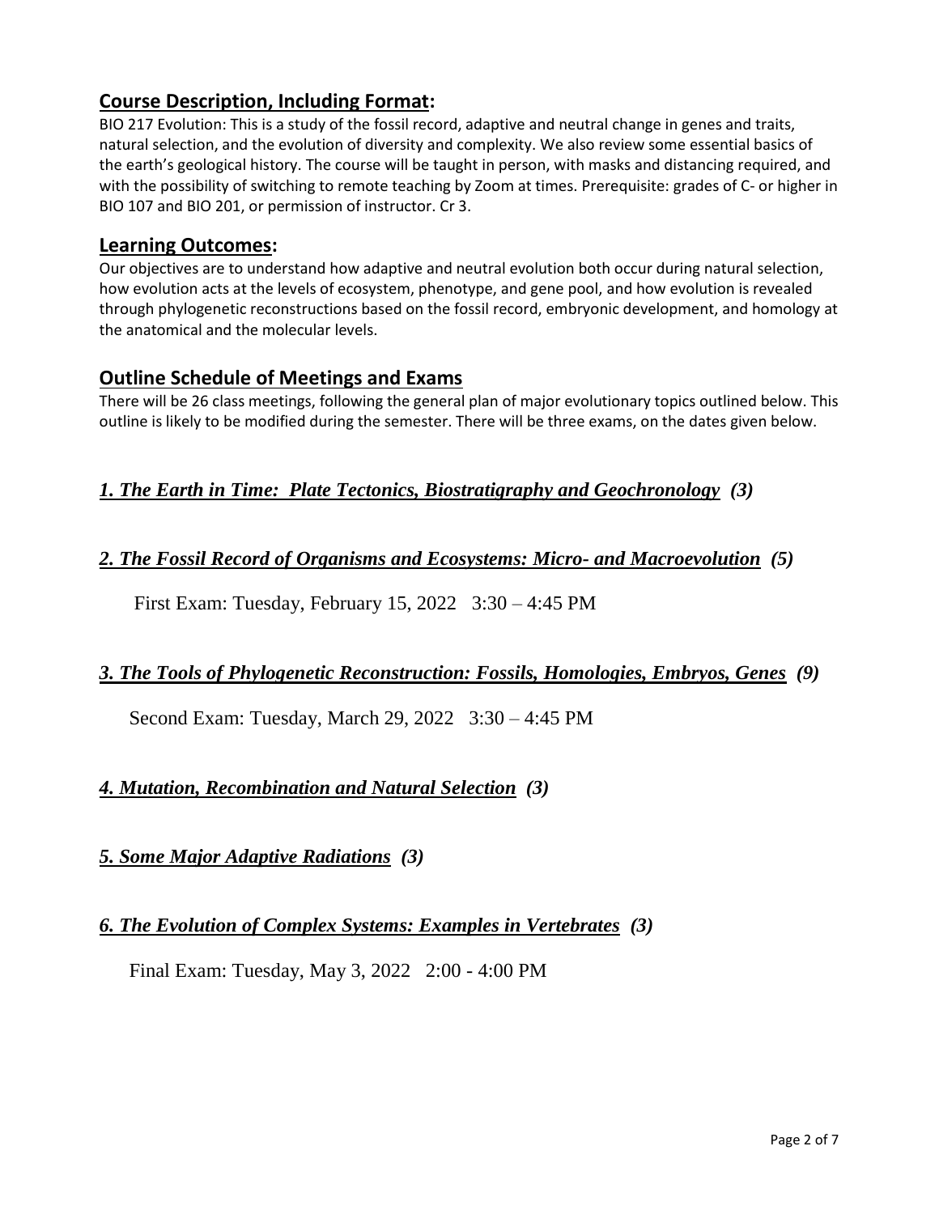## Course Description, Including Format:

BIO 217 Evolution: This is a study of the fossil record, adaptive and neutral change in genes and traits, natural selection, and the evolution of diversity and complexity. We also review some essential basics of the earth's geological history. The course will be taught in person, with masks and distancing required, and with the possibility of switching to remote teaching by Zoom at times. Prerequisite: grades of C- or higher in BIO 107 and BIO 201, or permission of instructor. Cr 3.

## Learning Outcomes:

Our objectives are to understand how adaptive and neutral evolution both occur during natural selection, how evolution acts at the levels of ecosystem, phenotype, and gene pool, and how evolution is revealed through phylogenetic reconstructions based on the fossil record, embryonic development, and homology at the anatomical and the molecular levels.

## Outline Schedule of Meetings and Exams

There will be 26 class meetings, following the general plan of major evolutionary topics outlined below. This outline is likely to be modified during the semester. There will be three exams, on the dates given below.

### *1. The Earth in Time: Plate Tectonics, Biostratigraphy and Geochronology (3)*

### *2. The Fossil Record of Organisms and Ecosystems: Micro- and Macroevolution (5)*

First Exam: Tuesday, February 15, 2022 3:30 – 4:45 PM

### *3. The Tools of Phylogenetic Reconstruction: Fossils, Homologies, Embryos, Genes (9)*

Second Exam: Tuesday, March 29, 2022 3:30 – 4:45 PM

### *4. Mutation, Recombination and Natural Selection (3)*

### *5. Some Major Adaptive Radiations (3)*

### *6. The Evolution of Complex Systems: Examples in Vertebrates (3)*

Final Exam: Tuesday, May 3, 2022 2:00 - 4:00 PM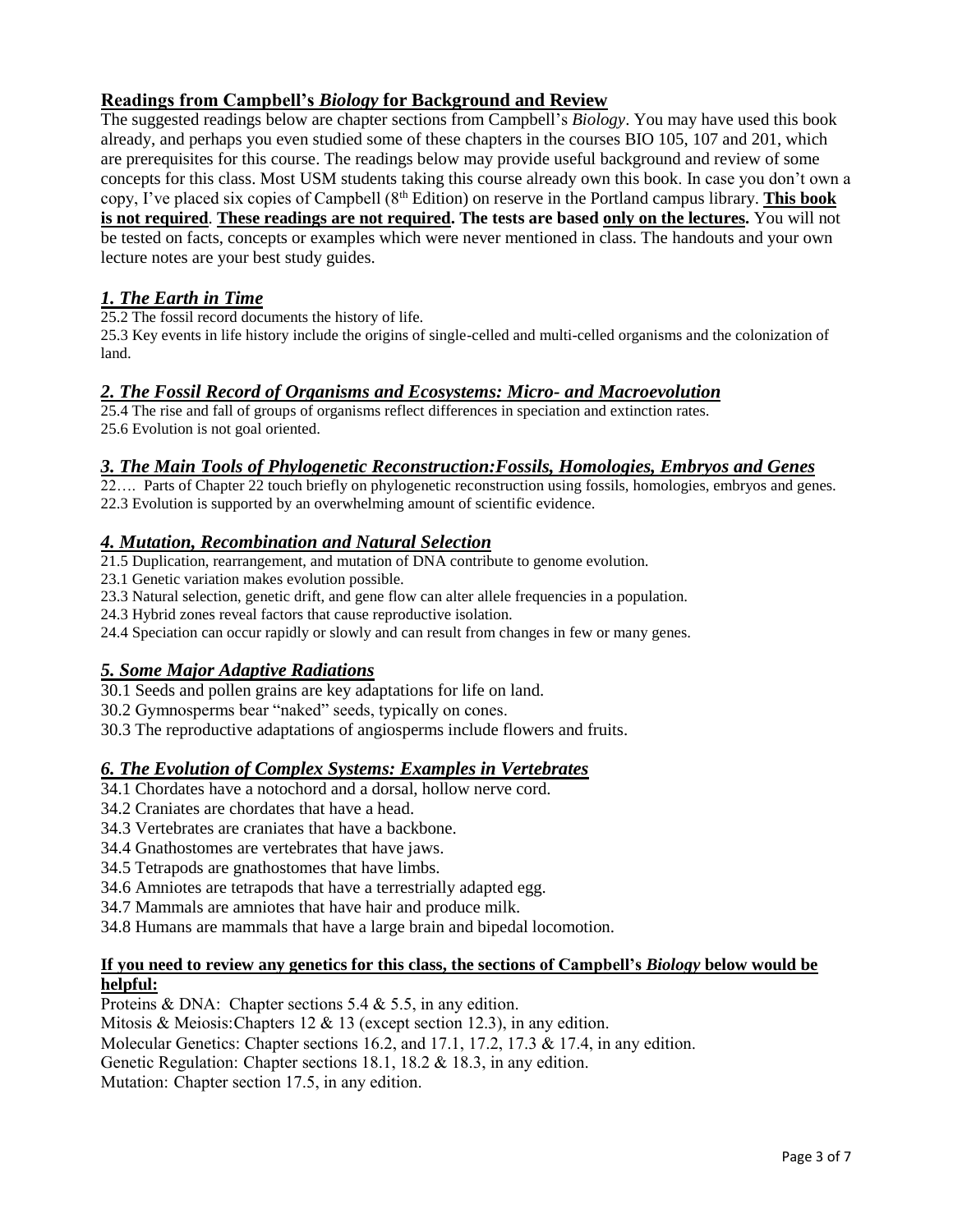## Readings from Campbell's *Biology* for Background and Review

The suggested readings below are chapter sections from Campbell's *Biology*. You may have used this book already, and perhaps you even studied some of these chapters in the courses BIO 105, 107 and 201, which are prerequisites for this course. The readings below may provide useful background and review of some concepts for this class. Most USM students taking this course already own this book. In case you don't own a copy, I've placed six copies of Campbell (8th Edition) on reserve in the Portland campus library. **This book is not required**. **These readings are not required. The tests are based only on the lectures.** You will not be tested on facts, concepts or examples which were never mentioned in class. The handouts and your own lecture notes are your best study guides.

### *1. The Earth in Time*

25.2 The fossil record documents the history of life.

25.3 Key events in life history include the origins of single-celled and multi-celled organisms and the colonization of land.

### *2. The Fossil Record of Organisms and Ecosystems: Micro- and Macroevolution*

25.4 The rise and fall of groups of organisms reflect differences in speciation and extinction rates.

25.6 Evolution is not goal oriented.

### *3. The Main Tools of Phylogenetic Reconstruction:Fossils, Homologies, Embryos and Genes*

22…. Parts of Chapter 22 touch briefly on phylogenetic reconstruction using fossils, homologies, embryos and genes.

22.3 Evolution is supported by an overwhelming amount of scientific evidence.

### *4. Mutation, Recombination and Natural Selection*

21.5 Duplication, rearrangement, and mutation of DNA contribute to genome evolution.

23.1 Genetic variation makes evolution possible.

23.3 Natural selection, genetic drift, and gene flow can alter allele frequencies in a population.

24.3 Hybrid zones reveal factors that cause reproductive isolation.

24.4 Speciation can occur rapidly or slowly and can result from changes in few or many genes.

### *5. Some Major Adaptive Radiations*

30.1 Seeds and pollen grains are key adaptations for life on land.

30.2 Gymnosperms bear "naked" seeds, typically on cones.

30.3 The reproductive adaptations of angiosperms include flowers and fruits.

### *6. The Evolution of Complex Systems: Examples in Vertebrates*

34.1 Chordates have a notochord and a dorsal, hollow nerve cord.

34.2 Craniates are chordates that have a head.

34.3 Vertebrates are craniates that have a backbone.

34.4 Gnathostomes are vertebrates that have jaws.

34.5 Tetrapods are gnathostomes that have limbs.

34.6 Amniotes are tetrapods that have a terrestrially adapted egg.

34.7 Mammals are amniotes that have hair and produce milk.

34.8 Humans are mammals that have a large brain and bipedal locomotion.

**If you need to review any genetics for this class, the sections of Campbell's *Biology* below would be helpful:**

Proteins & DNA: Chapter sections 5.4 & 5.5, in any edition.

Mitosis & Meiosis:Chapters 12 & 13 (except section 12.3), in any edition.

Molecular Genetics: Chapter sections 16.2, and 17.1, 17.2, 17.3 & 17.4, in any edition.

Genetic Regulation: Chapter sections 18.1, 18.2 & 18.3, in any edition.

Mutation: Chapter section 17.5, in any edition.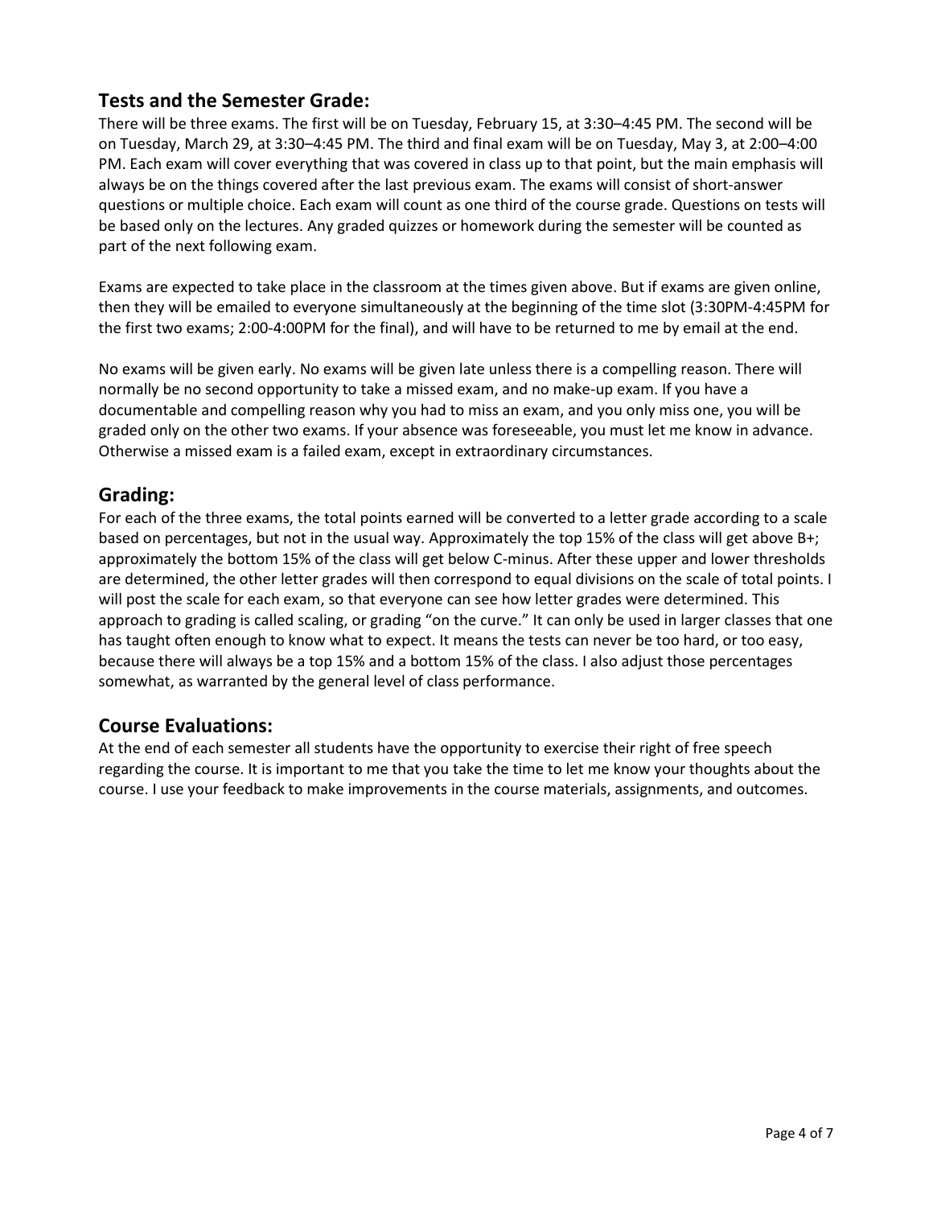## Tests and the Semester Grade:

There will be three exams. The first will be on Tuesday, February 15, at 3:30–4:45 PM. The second will be on Tuesday, March 29, at 3:30–4:45 PM. The third and final exam will be on Tuesday, May 3, at 2:00–4:00 PM. Each exam will cover everything that was covered in class up to that point, but the main emphasis will always be on the things covered after the last previous exam. The exams will consist of short-answer questions or multiple choice. Each exam will count as one third of the course grade. Questions on tests will be based only on the lectures. Any graded quizzes or homework during the semester will be counted as part of the next following exam.

Exams are expected to take place in the classroom at the times given above. But if exams are given online, then they will be emailed to everyone simultaneously at the beginning of the time slot (3:30PM-4:45PM for the first two exams; 2:00-4:00PM for the final), and will have to be returned to me by email at the end.

No exams will be given early. No exams will be given late unless there is a compelling reason. There will normally be no second opportunity to take a missed exam, and no make-up exam. If you have a documentable and compelling reason why you had to miss an exam, and you only miss one, you will be graded only on the other two exams. If your absence was foreseeable, you must let me know in advance. Otherwise a missed exam is a failed exam, except in extraordinary circumstances.

## Grading:

For each of the three exams, the total points earned will be converted to a letter grade according to a scale based on percentages, but not in the usual way. Approximately the top 15% of the class will get above B+; approximately the bottom 15% of the class will get below C-minus. After these upper and lower thresholds are determined, the other letter grades will then correspond to equal divisions on the scale of total points. I will post the scale for each exam, so that everyone can see how letter grades were determined. This approach to grading is called scaling, or grading "on the curve." It can only be used in larger classes that one has taught often enough to know what to expect. It means the tests can never be too hard, or too easy, because there will always be a top 15% and a bottom 15% of the class. I also adjust those percentages somewhat, as warranted by the general level of class performance.

## Course Evaluations:

At the end of each semester all students have the opportunity to exercise their right of free speech regarding the course. It is important to me that you take the time to let me know your thoughts about the course. I use your feedback to make improvements in the course materials, assignments, and outcomes.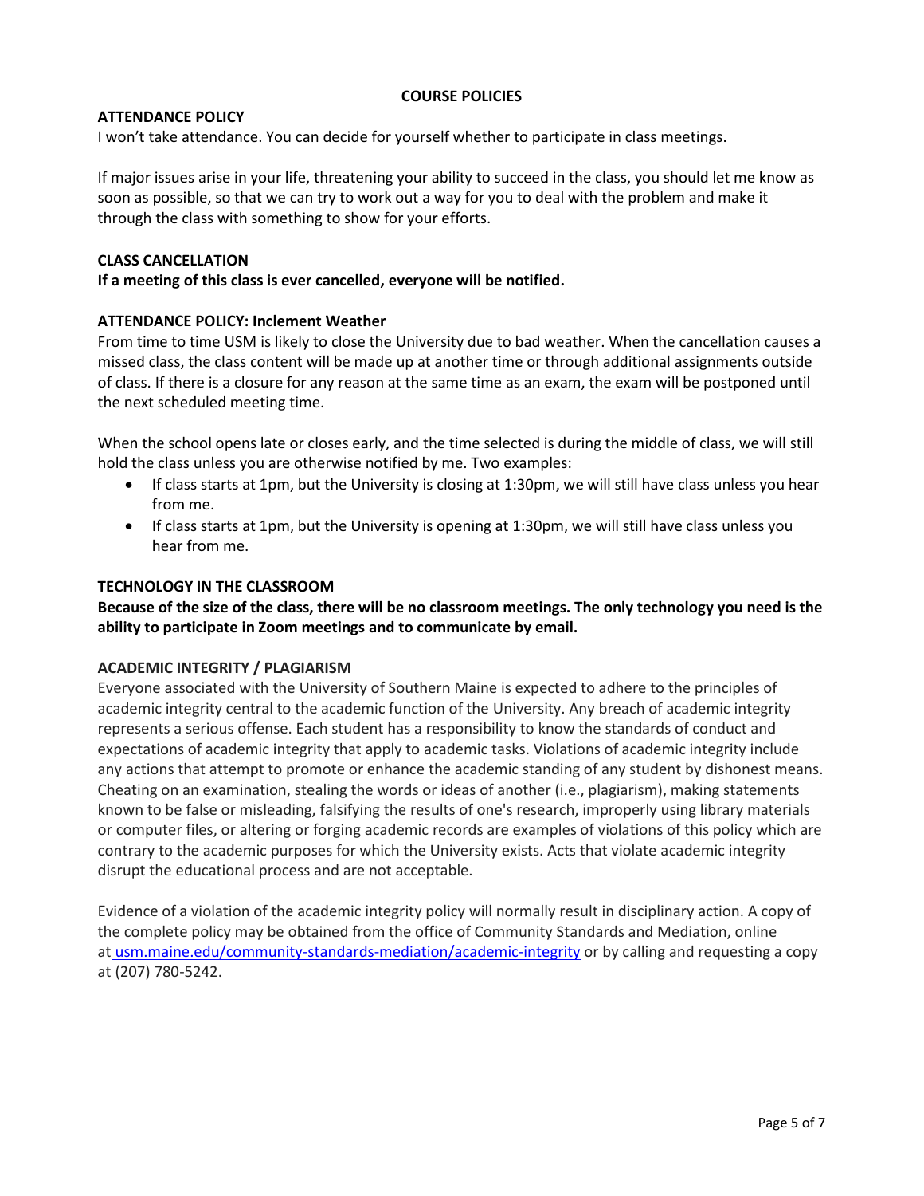## COURSE POLICIES

### ATTENDANCE POLICY

I won't take attendance. You can decide for yourself whether to participate in class meetings.

If major issues arise in your life, threatening your ability to succeed in the class, you should let me know as soon as possible, so that we can try to work out a way for you to deal with the problem and make it through the class with something to show for your efforts.

### CLASS CANCELLATION

**If a meeting of this class is ever cancelled, everyone will be notified.**

### ATTENDANCE POLICY: Inclement Weather

From time to time USM is likely to close the University due to bad weather. When the cancellation causes a missed class, the class content will be made up at another time or through additional assignments outside of class. If there is a closure for any reason at the same time as an exam, the exam will be postponed until the next scheduled meeting time.

When the school opens late or closes early, and the time selected is during the middle of class, we will still hold the class unless you are otherwise notified by me. Two examples:

- If class starts at 1pm, but the University is closing at 1:30pm, we will still have class unless you hear from me.
- If class starts at 1pm, but the University is opening at 1:30pm, we will still have class unless you hear from me.

### TECHNOLOGY IN THE CLASSROOM

**Because of the size of the class, there will be no classroom meetings. The only technology you need is the ability to participate in Zoom meetings and to communicate by email.**

### ACADEMIC INTEGRITY / PLAGIARISM

Everyone associated with the University of Southern Maine is expected to adhere to the principles of academic integrity central to the academic function of the University. Any breach of academic integrity represents a serious offense. Each student has a responsibility to know the standards of conduct and expectations of academic integrity that apply to academic tasks. Violations of academic integrity include any actions that attempt to promote or enhance the academic standing of any student by dishonest means. Cheating on an examination, stealing the words or ideas of another (i.e., plagiarism), making statements known to be false or misleading, falsifying the results of one's research, improperly using library materials or computer files, or altering or forging academic records are examples of violations of this policy which are contrary to the academic purposes for which the University exists. Acts that violate academic integrity disrupt the educational process and are not acceptable.

Evidence of a violation of the academic integrity policy will normally result in disciplinary action. A copy of the complete policy may be obtained from the office of Community Standards and Mediation, online at usm.maine.edu/community-standards-mediation/academic-integrity or by calling and requesting a copy at (207) 780-5242.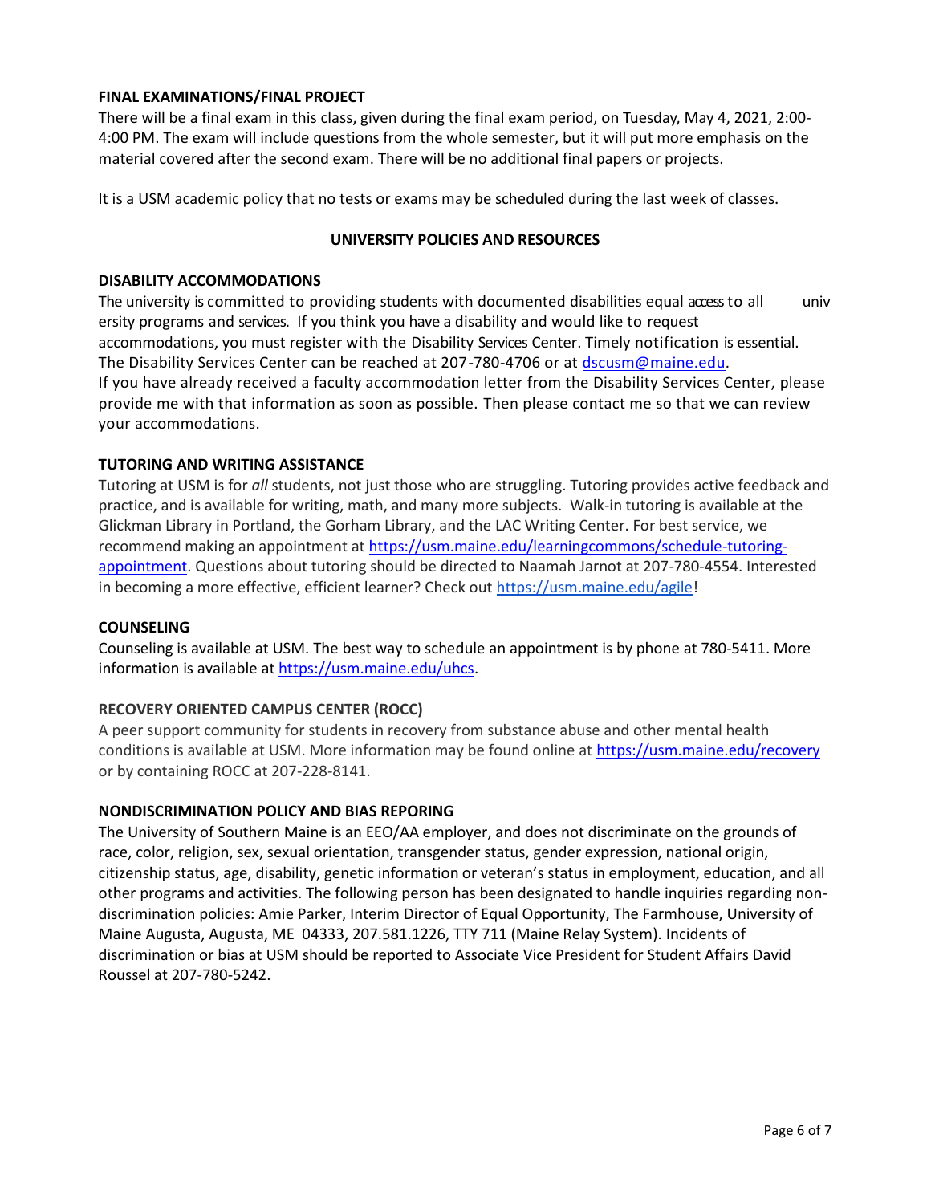**FINAL EXAMINATIONS/FINAL PROJECT**

There will be a final exam in this class, given during the final exam period, on Tuesday, May 4, 2021, 2:00-4:00 PM. The exam will include questions from the whole semester, but it will put more emphasis on the material covered after the second exam. There will be no additional final papers or projects.

It is a USM academic policy that no tests or exams may be scheduled during the last week of classes.

## UNIVERSITY POLICIES AND RESOURCES

**DISABILITY ACCOMMODATIONS**

The university is committed to providing students with documented disabilities equal access to all university programs and services. If you think you have a disability and would like to request accommodations, you must register with the Disability Services Center. Timely notification is essential. The Disability Services Center can be reached at 207-780-4706 or at [dscusm@maine.edu](mailto:dscusm@maine.edu).
If you have already received a faculty accommodation letter from the Disability Services Center, please provide me with that information as soon as possible. Then please contact me so that we can review your accommodations.

**TUTORING AND WRITING ASSISTANCE**

Tutoring at USM is for *all* students, not just those who are struggling. Tutoring provides active feedback and practice, and is available for writing, math, and many more subjects. Walk-in tutoring is available at the Glickman Library in Portland, the Gorham Library, and the LAC Writing Center. For best service, we recommend making an appointment at [https://usm.maine.edu/learningcommons/schedule-tutoring-appointment](https://usm.maine.edu/learningcommons/schedule-tutoring-appointment). Questions about tutoring should be directed to Naamah Jarnot at 207-780-4554. Interested in becoming a more effective, efficient learner? Check out [https://usm.maine.edu/agile](https://usm.maine.edu/agile)!

**COUNSELING**

Counseling is available at USM. The best way to schedule an appointment is by phone at 780-5411. More information is available at [https://usm.maine.edu/uhcs](https://usm.maine.edu/uhcs).

**RECOVERY ORIENTED CAMPUS CENTER (ROCC)**

A peer support community for students in recovery from substance abuse and other mental health conditions is available at USM. More information may be found online at [https://usm.maine.edu/recovery](https://usm.maine.edu/recovery) or by containing ROCC at 207-228-8141.

**NONDISCRIMINATION POLICY AND BIAS REPORING**

The University of Southern Maine is an EEO/AA employer, and does not discriminate on the grounds of race, color, religion, sex, sexual orientation, transgender status, gender expression, national origin, citizenship status, age, disability, genetic information or veteran's status in employment, education, and all other programs and activities. The following person has been designated to handle inquiries regarding non-discrimination policies: Amie Parker, Interim Director of Equal Opportunity, The Farmhouse, University of Maine Augusta, Augusta, ME 04333, 207.581.1226, TTY 711 (Maine Relay System). Incidents of discrimination or bias at USM should be reported to Associate Vice President for Student Affairs David Roussel at 207-780-5242.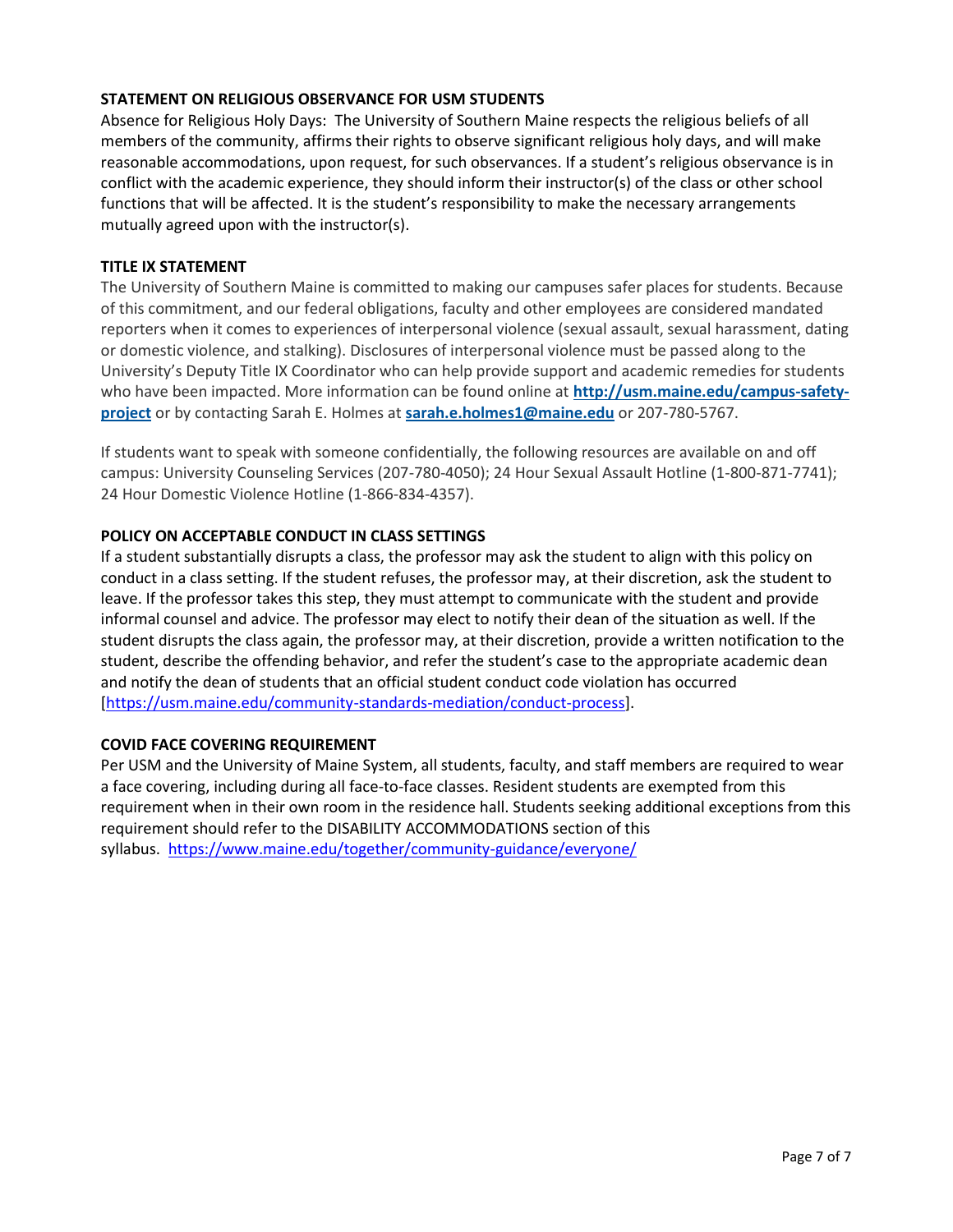**STATEMENT ON RELIGIOUS OBSERVANCE FOR USM STUDENTS**

Absence for Religious Holy Days: The University of Southern Maine respects the religious beliefs of all members of the community, affirms their rights to observe significant religious holy days, and will make reasonable accommodations, upon request, for such observances. If a student's religious observance is in conflict with the academic experience, they should inform their instructor(s) of the class or other school functions that will be affected. It is the student's responsibility to make the necessary arrangements mutually agreed upon with the instructor(s).

**TITLE IX STATEMENT**

The University of Southern Maine is committed to making our campuses safer places for students. Because of this commitment, and our federal obligations, faculty and other employees are considered mandated reporters when it comes to experiences of interpersonal violence (sexual assault, sexual harassment, dating or domestic violence, and stalking). Disclosures of interpersonal violence must be passed along to the University's Deputy Title IX Coordinator who can help provide support and academic remedies for students who have been impacted. More information can be found online at **[http://usm.maine.edu/campus-safety-project](http://usm.maine.edu/campus-safety-project)** or by contacting Sarah E. Holmes at **[sarah.e.holmes1@maine.edu](mailto:sarah.e.holmes1@maine.edu)** or 207-780-5767.

If students want to speak with someone confidentially, the following resources are available on and off campus: University Counseling Services (207-780-4050); 24 Hour Sexual Assault Hotline (1-800-871-7741); 24 Hour Domestic Violence Hotline (1-866-834-4357).

**POLICY ON ACCEPTABLE CONDUCT IN CLASS SETTINGS**

If a student substantially disrupts a class, the professor may ask the student to align with this policy on conduct in a class setting. If the student refuses, the professor may, at their discretion, ask the student to leave. If the professor takes this step, they must attempt to communicate with the student and provide informal counsel and advice. The professor may elect to notify their dean of the situation as well. If the student disrupts the class again, the professor may, at their discretion, provide a written notification to the student, describe the offending behavior, and refer the student's case to the appropriate academic dean and notify the dean of students that an official student conduct code violation has occurred [https://usm.maine.edu/community-standards-mediation/conduct-process].

**COVID FACE COVERING REQUIREMENT**

Per USM and the University of Maine System, all students, faculty, and staff members are required to wear a face covering, including during all face-to-face classes. Resident students are exempted from this requirement when in their own room in the residence hall. Students seeking additional exceptions from this requirement should refer to the DISABILITY ACCOMMODATIONS section of this syllabus. https://www.maine.edu/together/community-guidance/everyone/